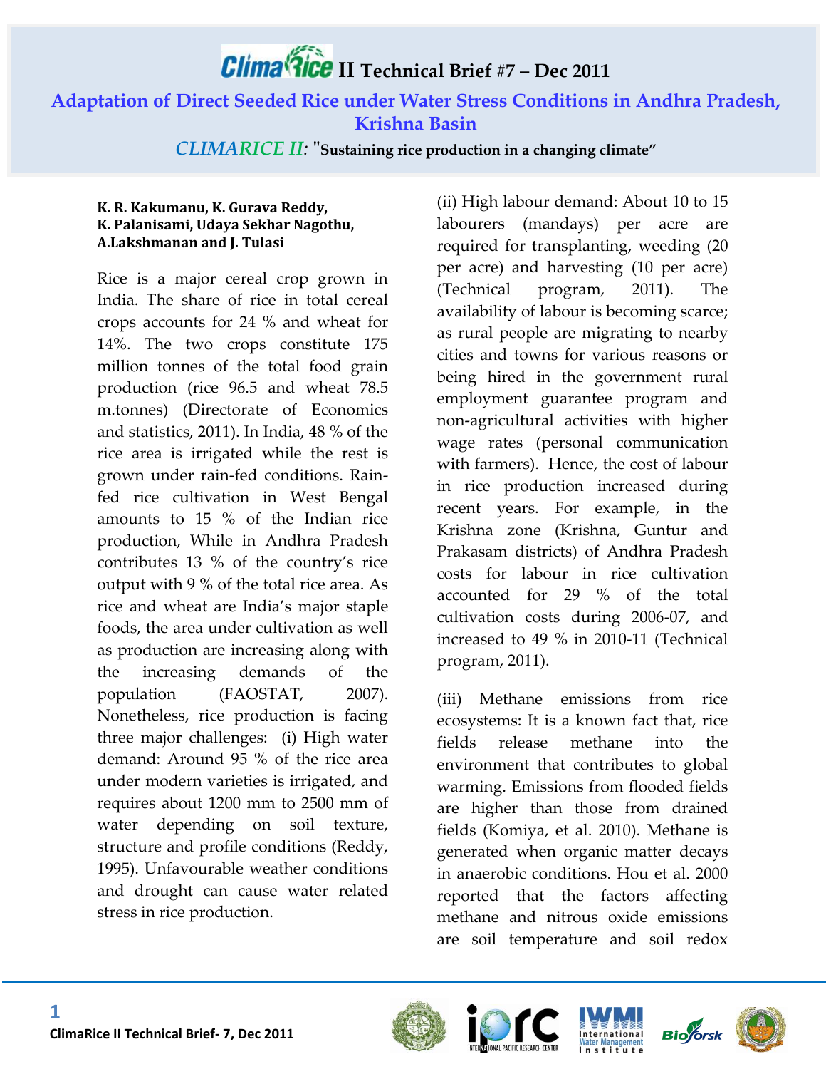# ClimaRice II Technical Brief #7 – Dec 2011

## Adaptation of Direct Seeded Rice under Water Stress Conditions in Andhra Pradesh, Krishna Basin

*CLIMARICE II*: "Sustaining rice production in a changing climate"

**K. R. Kakumanu, K. Gurava Reddy, K. Palanisami, Udaya Sekhar Nagothu, A.Lakshmanan and J. Tulasi**

Rice is a major cereal crop grown in India. The share of rice in total cereal crops accounts for 24 % and wheat for 14%. The two crops constitute 175 million tonnes of the total food grain production (rice 96.5 and wheat 78.5 m.tonnes) (Directorate of Economics and statistics, 2011). In India, 48 % of the rice area is irrigated while the rest is grown under rain-fed conditions. Rain-fed rice cultivation in West Bengal amounts to 15 % of the Indian rice production, While in Andhra Pradesh contributes 13 % of the country's rice output with 9 % of the total rice area. As rice and wheat are India's major staple foods, the area under cultivation as well as production are increasing along with the increasing demands of the population (FAOSTAT, 2007). Nonetheless, rice production is facing three major challenges: (i) High water demand: Around 95 % of the rice area under modern varieties is irrigated, and requires about 1200 mm to 2500 mm of water depending on soil texture, structure and profile conditions (Reddy, 1995). Unfavourable weather conditions and drought can cause water related stress in rice production.

(ii) High labour demand: About 10 to 15 labourers (mandays) per acre are required for transplanting, weeding (20 per acre) and harvesting (10 per acre) (Technical program, 2011). The availability of labour is becoming scarce; as rural people are migrating to nearby cities and towns for various reasons or being hired in the government rural employment guarantee program and non-agricultural activities with higher wage rates (personal communication with farmers). Hence, the cost of labour in rice production increased during recent years. For example, in the Krishna zone (Krishna, Guntur and Prakasam districts) of Andhra Pradesh costs for labour in rice cultivation accounted for 29 % of the total cultivation costs during 2006-07, and increased to 49 % in 2010-11 (Technical program, 2011).

(iii) Methane emissions from rice ecosystems: It is a known fact that, rice fields release methane into the environment that contributes to global warming. Emissions from flooded fields are higher than those from drained fields (Komiya, et al. 2010). Methane is generated when organic matter decays in anaerobic conditions. Hou et al. 2000 reported that the factors affecting methane and nitrous oxide emissions are soil temperature and soil redox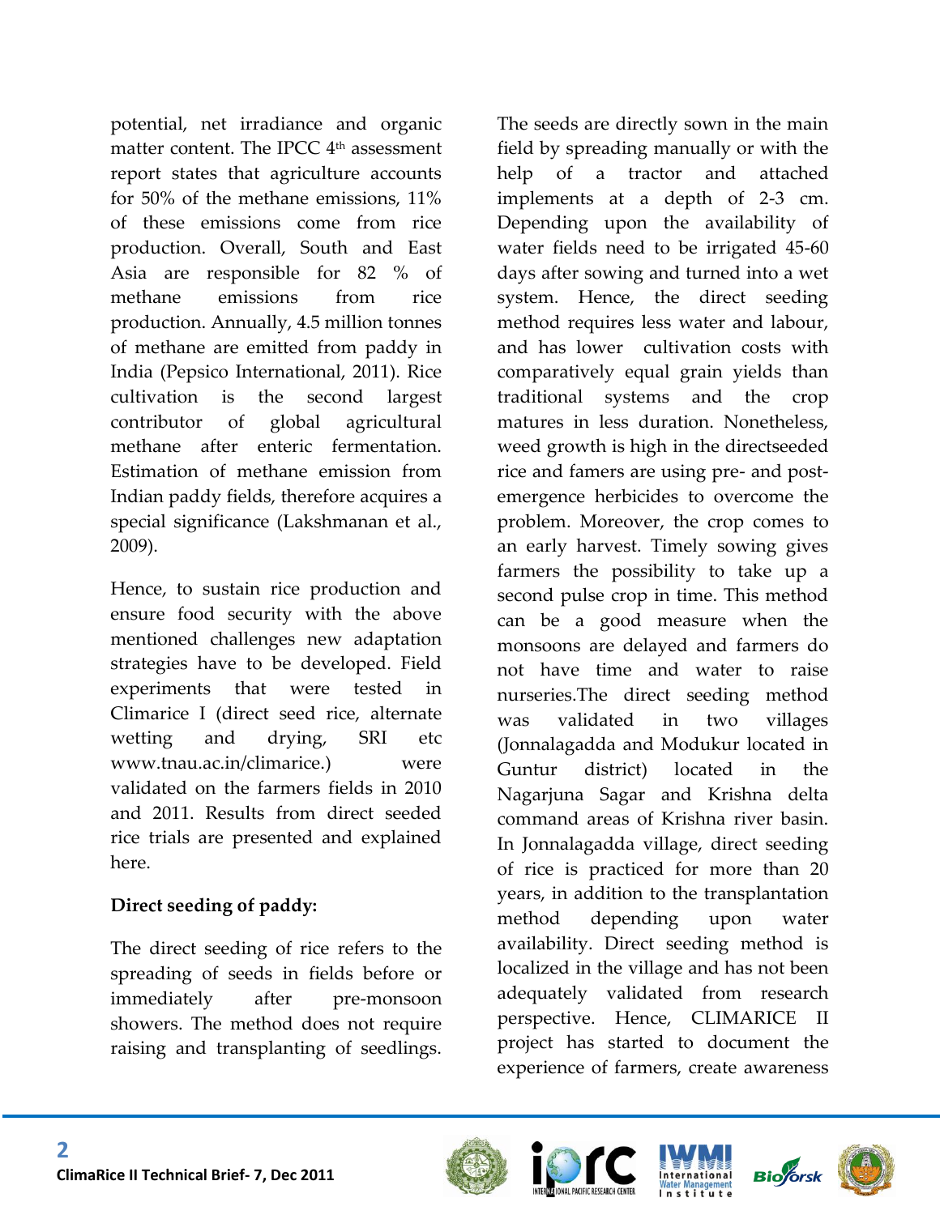potential, net irradiance and organic matter content. The IPCC 4th assessment report states that agriculture accounts for 50% of the methane emissions, 11% of these emissions come from rice production. Overall, South and East Asia are responsible for 82 % of methane emissions from rice production. Annually, 4.5 million tonnes of methane are emitted from paddy in India (Pepsico International, 2011). Rice cultivation is the second largest contributor of global agricultural methane after enteric fermentation. Estimation of methane emission from Indian paddy fields, therefore acquires a special significance (Lakshmanan et al., 2009).

Hence, to sustain rice production and ensure food security with the above mentioned challenges new adaptation strategies have to be developed. Field experiments that were tested in Climarice I (direct seed rice, alternate wetting and drying, SRI etc www.tnau.ac.in/climarice.) were validated on the farmers fields in 2010 and 2011. Results from direct seeded rice trials are presented and explained here.

**Direct seeding of paddy:**

The direct seeding of rice refers to the spreading of seeds in fields before or immediately after pre-monsoon showers. The method does not require raising and transplanting of seedlings. The seeds are directly sown in the main field by spreading manually or with the help of a tractor and attached implements at a depth of 2-3 cm. Depending upon the availability of water fields need to be irrigated 45-60 days after sowing and turned into a wet system. Hence, the direct seeding method requires less water and labour, and has lower cultivation costs with comparatively equal grain yields than traditional systems and the crop matures in less duration. Nonetheless, weed growth is high in the directseeded rice and famers are using pre- and post-emergence herbicides to overcome the problem. Moreover, the crop comes to an early harvest. Timely sowing gives farmers the possibility to take up a second pulse crop in time. This method can be a good measure when the monsoons are delayed and farmers do not have time and water to raise nurseries.The direct seeding method was validated in two villages (Jonnalagadda and Modukur located in Guntur district) located in the Nagarjuna Sagar and Krishna delta command areas of Krishna river basin. In Jonnalagadda village, direct seeding of rice is practiced for more than 20 years, in addition to the transplantation method depending upon water availability. Direct seeding method is localized in the village and has not been adequately validated from research perspective. Hence, CLIMARICE II project has started to document the experience of farmers, create awareness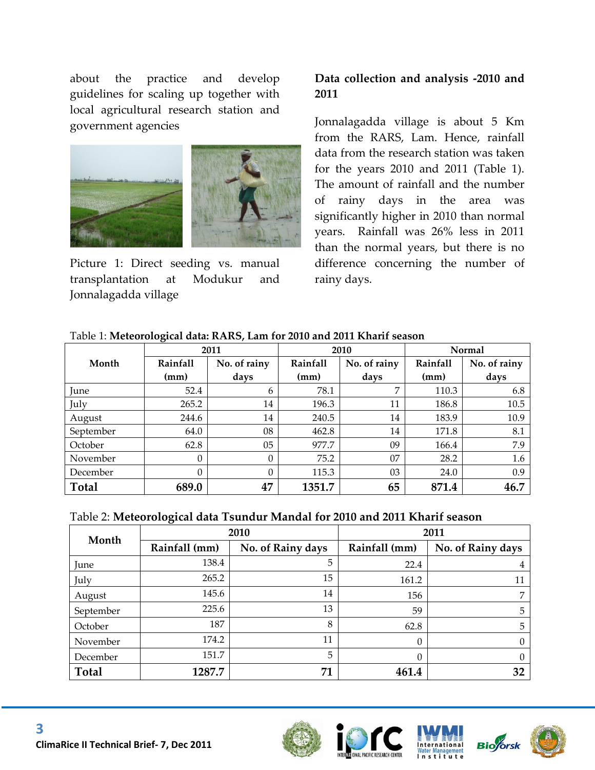about the practice and develop guidelines for scaling up together with local agricultural research station and government agencies

Picture 1: Direct seeding vs. manual transplantation at Modukur and Jonnalagadda village

**Data collection and analysis -2010 and 2011**

Jonnalagadda village is about 5 Km from the RARS, Lam. Hence, rainfall data from the research station was taken for the years 2010 and 2011 (Table 1). The amount of rainfall and the number of rainy days in the area was significantly higher in 2010 than normal years. Rainfall was 26% less in 2011 than the normal years, but there is no difference concerning the number of rainy days.

Table 1: **Meteorological data: RARS, Lam for 2010 and 2011 Kharif season**

| Month | 2011 | | 2010 | | Normal | |
|---|---|---|---|---|---|---|
| | Rainfall (mm) | No. of rainy days | Rainfall (mm) | No. of rainy days | Rainfall (mm) | No. of rainy days |
| June | 52.4 | 6 | 78.1 | 7 | 110.3 | 6.8 |
| July | 265.2 | 14 | 196.3 | 11 | 186.8 | 10.5 |
| August | 244.6 | 14 | 240.5 | 14 | 183.9 | 10.9 |
| September | 64.0 | 08 | 462.8 | 14 | 171.8 | 8.1 |
| October | 62.8 | 05 | 977.7 | 09 | 166.4 | 7.9 |
| November | 0 | 0 | 75.2 | 07 | 28.2 | 1.6 |
| December | 0 | 0 | 115.3 | 03 | 24.0 | 0.9 |
| **Total** | **689.0** | **47** | **1351.7** | **65** | **871.4** | **46.7** |

Table 2: **Meteorological data Tsundur Mandal for 2010 and 2011 Kharif season**

| Month | 2010 | | 2011 | |
|---|---|---|---|---|
| | Rainfall (mm) | No. of Rainy days | Rainfall (mm) | No. of Rainy days |
| June | 138.4 | 5 | 22.4 | 4 |
| July | 265.2 | 15 | 161.2 | 11 |
| August | 145.6 | 14 | 156 | 7 |
| September | 225.6 | 13 | 59 | 5 |
| October | 187 | 8 | 62.8 | 5 |
| November | 174.2 | 11 | 0 | 0 |
| December | 151.7 | 5 | 0 | 0 |
| **Total** | **1287.7** | **71** | **461.4** | **32** |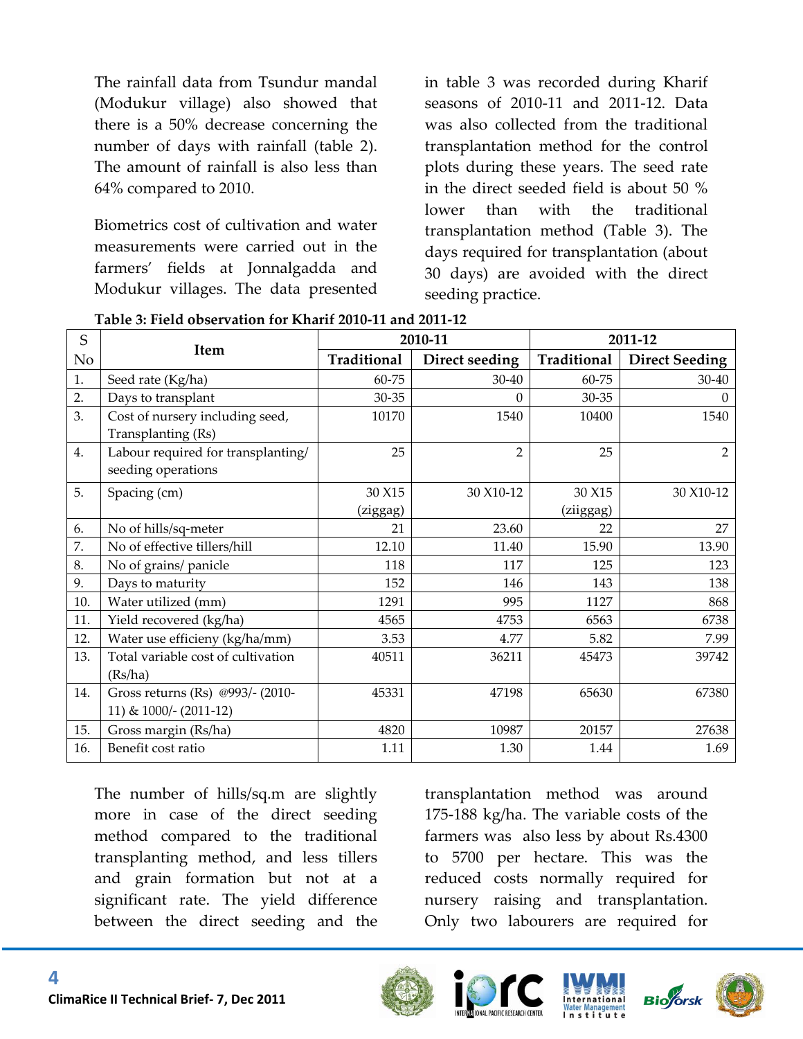The rainfall data from Tsundur mandal (Modukur village) also showed that there is a 50% decrease concerning the number of days with rainfall (table 2). The amount of rainfall is also less than 64% compared to 2010.

Biometrics cost of cultivation and water measurements were carried out in the farmers' fields at Jonnalgadda and Modukur villages. The data presented in table 3 was recorded during Kharif seasons of 2010-11 and 2011-12. Data was also collected from the traditional transplantation method for the control plots during these years. The seed rate in the direct seeded field is about 50 % lower than with the traditional transplantation method (Table 3). The days required for transplantation (about 30 days) are avoided with the direct seeding practice.

**Table 3: Field observation for Kharif 2010-11 and 2011-12**

| S No | Item | 2010-11 | | 2011-12 | |
|---|---|---|---|---|---|
| | | Traditional | Direct seeding | Traditional | Direct Seeding |
| 1. | Seed rate (Kg/ha) | 60-75 | 30-40 | 60-75 | 30-40 |
| 2. | Days to transplant | 30-35 | 0 | 30-35 | 0 |
| 3. | Cost of nursery including seed, Transplanting (Rs) | 10170 | 1540 | 10400 | 1540 |
| 4. | Labour required for transplanting/ seeding operations | 25 | 2 | 25 | 2 |
| 5. | Spacing (cm) | 30 X15 (ziggag) | 30 X10-12 | 30 X15 (ziiggag) | 30 X10-12 |
| 6. | No of hills/sq-meter | 21 | 23.60 | 22 | 27 |
| 7. | No of effective tillers/hill | 12.10 | 11.40 | 15.90 | 13.90 |
| 8. | No of grains/ panicle | 118 | 117 | 125 | 123 |
| 9. | Days to maturity | 152 | 146 | 143 | 138 |
| 10. | Water utilized (mm) | 1291 | 995 | 1127 | 868 |
| 11. | Yield recovered (kg/ha) | 4565 | 4753 | 6563 | 6738 |
| 12. | Water use efficieny (kg/ha/mm) | 3.53 | 4.77 | 5.82 | 7.99 |
| 13. | Total variable cost of cultivation (Rs/ha) | 40511 | 36211 | 45473 | 39742 |
| 14. | Gross returns (Rs) @993/- (2010-11) & 1000/- (2011-12) | 45331 | 47198 | 65630 | 67380 |
| 15. | Gross margin (Rs/ha) | 4820 | 10987 | 20157 | 27638 |
| 16. | Benefit cost ratio | 1.11 | 1.30 | 1.44 | 1.69 |

The number of hills/sq.m are slightly more in case of the direct seeding method compared to the traditional transplanting method, and less tillers and grain formation but not at a significant rate. The yield difference between the direct seeding and the transplantation method was around 175-188 kg/ha. The variable costs of the farmers was also less by about Rs.4300 to 5700 per hectare. This was the reduced costs normally required for nursery raising and transplantation. Only two labourers are required for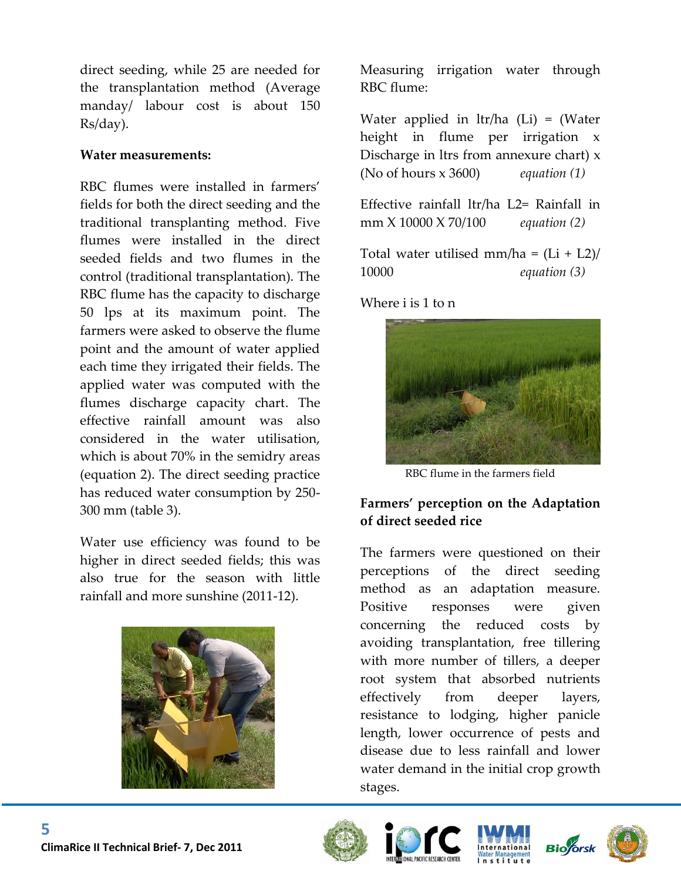direct seeding, while 25 are needed for the transplantation method (Average manday/ labour cost is about 150 Rs/day).

**Water measurements:**

RBC flumes were installed in farmers' fields for both the direct seeding and the traditional transplanting method. Five flumes were installed in the direct seeded fields and two flumes in the control (traditional transplantation). The RBC flume has the capacity to discharge 50 lps at its maximum point. The farmers were asked to observe the flume point and the amount of water applied each time they irrigated their fields. The applied water was computed with the flumes discharge capacity chart. The effective rainfall amount was also considered in the water utilisation, which is about 70% in the semidry areas (equation 2). The direct seeding practice has reduced water consumption by 250-300 mm (table 3).

Water use efficiency was found to be higher in direct seeded fields; this was also true for the season with little rainfall and more sunshine (2011-12).

Measuring irrigation water through RBC flume:

Water applied in ltr/ha (Li) = (Water height in flume per irrigation x Discharge in ltrs from annexure chart) x (No of hours x 3600) *equation (1)*

Effective rainfall ltr/ha L2= Rainfall in mm X 10000 X 70/100 *equation (2)*

Total water utilised mm/ha = (Li + L2)/ 10000 *equation (3)*

Where i is 1 to n

RBC flume in the farmers field

**Farmers' perception on the Adaptation of direct seeded rice**

The farmers were questioned on their perceptions of the direct seeding method as an adaptation measure. Positive responses were given concerning the reduced costs by avoiding transplantation, free tillering with more number of tillers, a deeper root system that absorbed nutrients effectively from deeper layers, resistance to lodging, higher panicle length, lower occurrence of pests and disease due to less rainfall and lower water demand in the initial crop growth stages.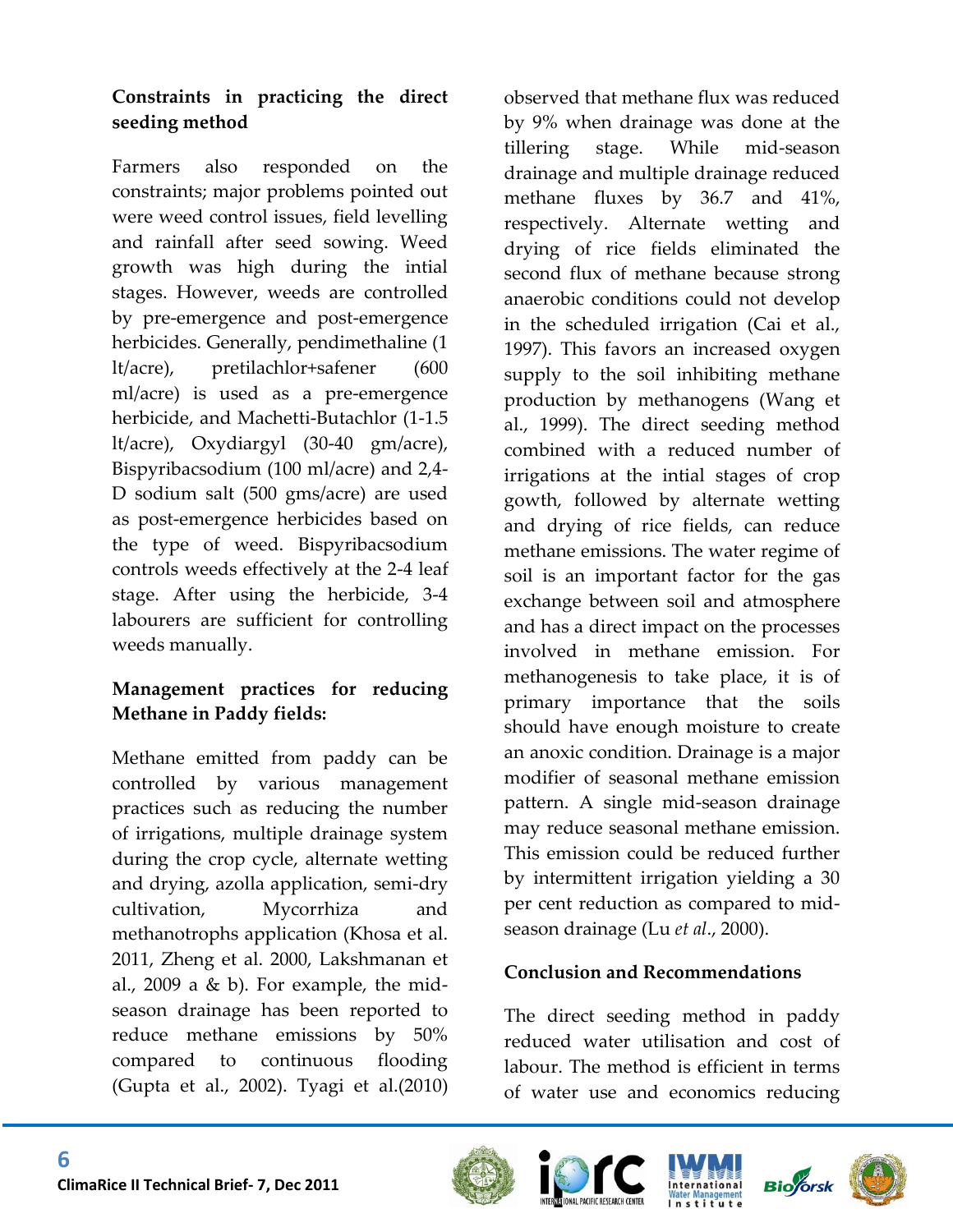### Constraints in practicing the direct seeding method

Farmers also responded on the constraints; major problems pointed out were weed control issues, field levelling and rainfall after seed sowing. Weed growth was high during the intial stages. However, weeds are controlled by pre-emergence and post-emergence herbicides. Generally, pendimethaline (1 lt/acre), pretilachlor+safener (600 ml/acre) is used as a pre-emergence herbicide, and Machetti-Butachlor (1-1.5 lt/acre), Oxydiargyl (30-40 gm/acre), Bispyribacsodium (100 ml/acre) and 2,4-D sodium salt (500 gms/acre) are used as post-emergence herbicides based on the type of weed. Bispyribacsodium controls weeds effectively at the 2-4 leaf stage. After using the herbicide, 3-4 labourers are sufficient for controlling weeds manually.

### Management practices for reducing Methane in Paddy fields:

Methane emitted from paddy can be controlled by various management practices such as reducing the number of irrigations, multiple drainage system during the crop cycle, alternate wetting and drying, azolla application, semi-dry cultivation, Mycorrhiza and methanotrophs application (Khosa et al. 2011, Zheng et al. 2000, Lakshmanan et al., 2009 a & b). For example, the mid-season drainage has been reported to reduce methane emissions by 50% compared to continuous flooding (Gupta et al., 2002). Tyagi et al.(2010) observed that methane flux was reduced by 9% when drainage was done at the tillering stage. While mid-season drainage and multiple drainage reduced methane fluxes by 36.7 and 41%, respectively. Alternate wetting and drying of rice fields eliminated the second flux of methane because strong anaerobic conditions could not develop in the scheduled irrigation (Cai et al., 1997). This favors an increased oxygen supply to the soil inhibiting methane production by methanogens (Wang et al., 1999). The direct seeding method combined with a reduced number of irrigations at the intial stages of crop gowth, followed by alternate wetting and drying of rice fields, can reduce methane emissions. The water regime of soil is an important factor for the gas exchange between soil and atmosphere and has a direct impact on the processes involved in methane emission. For methanogenesis to take place, it is of primary importance that the soils should have enough moisture to create an anoxic condition. Drainage is a major modifier of seasonal methane emission pattern. A single mid-season drainage may reduce seasonal methane emission. This emission could be reduced further by intermittent irrigation yielding a 30 per cent reduction as compared to mid-season drainage (Lu *et al*., 2000).

### Conclusion and Recommendations

The direct seeding method in paddy reduced water utilisation and cost of labour. The method is efficient in terms of water use and economics reducing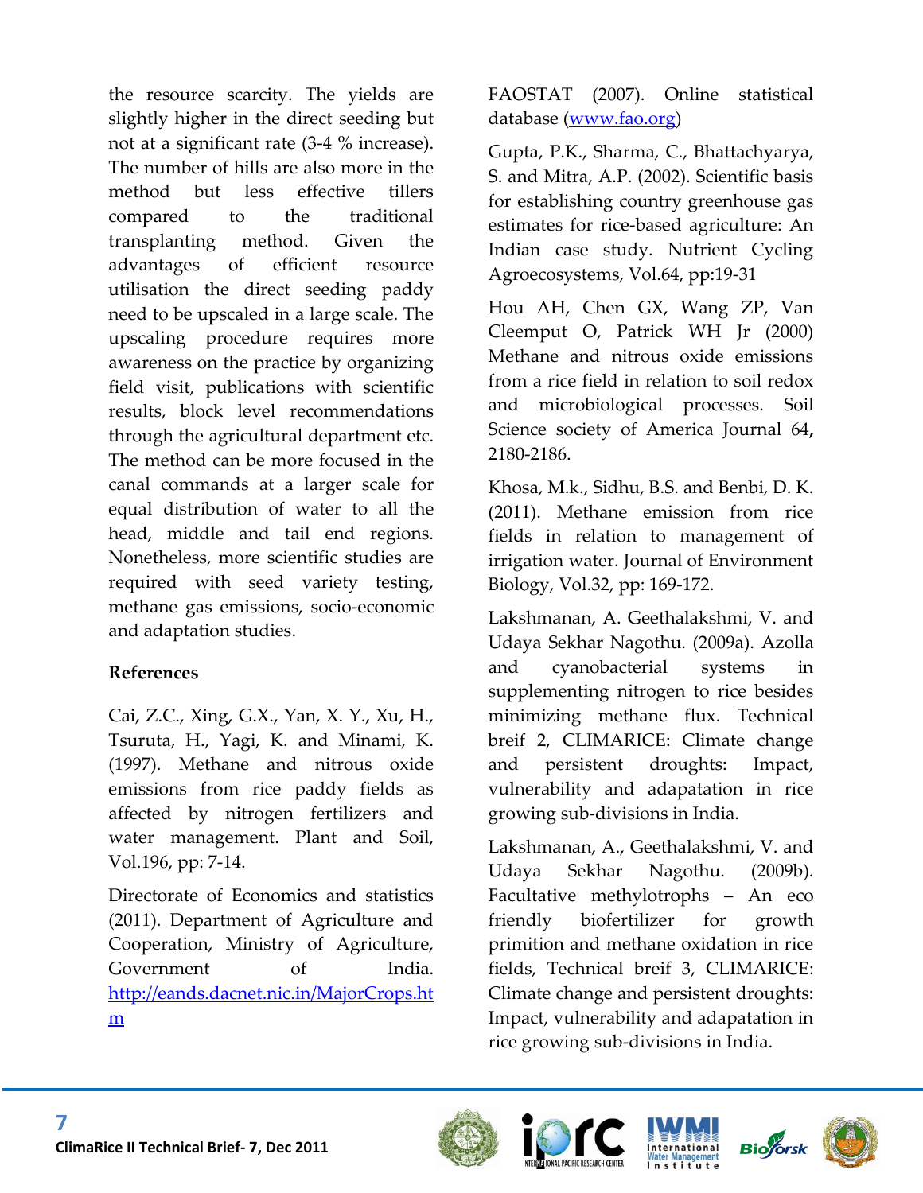the resource scarcity. The yields are slightly higher in the direct seeding but not at a significant rate (3-4 % increase). The number of hills are also more in the method but less effective tillers compared to the traditional transplanting method. Given the advantages of efficient resource utilisation the direct seeding paddy need to be upscaled in a large scale. The upscaling procedure requires more awareness on the practice by organizing field visit, publications with scientific results, block level recommendations through the agricultural department etc. The method can be more focused in the canal commands at a larger scale for equal distribution of water to all the head, middle and tail end regions. Nonetheless, more scientific studies are required with seed variety testing, methane gas emissions, socio-economic and adaptation studies.

## References

Cai, Z.C., Xing, G.X., Yan, X. Y., Xu, H., Tsuruta, H., Yagi, K. and Minami, K. (1997). Methane and nitrous oxide emissions from rice paddy fields as affected by nitrogen fertilizers and water management. Plant and Soil, Vol.196, pp: 7-14.

Directorate of Economics and statistics (2011). Department of Agriculture and Cooperation, Ministry of Agriculture, Government of India. http://eands.dacnet.nic.in/MajorCrops.htm

FAOSTAT (2007). Online statistical database (www.fao.org)

Gupta, P.K., Sharma, C., Bhattachyarya, S. and Mitra, A.P. (2002). Scientific basis for establishing country greenhouse gas estimates for rice-based agriculture: An Indian case study. Nutrient Cycling Agroecosystems, Vol.64, pp:19-31

Hou AH, Chen GX, Wang ZP, Van Cleempút O, Patrick WH Jr (2000) Methane and nitrous oxide emissions from a rice field in relation to soil redox and microbiological processes. Soil Science society of America Journal 64**,** 2180-2186.

Khosa, M.k., Sidhu, B.S. and Benbi, D. K. (2011). Methane emission from rice fields in relation to management of irrigation water. Journal of Environment Biology, Vol.32, pp: 169-172.

Lakshmanan, A. Geethalakshmi, V. and Udaya Sekhar Nagothu. (2009a). Azolla and cyanobacterial systems in supplementing nitrogen to rice besides minimizing methane flux. Technical breif 2, CLIMARICE: Climate change and persistent droughts: Impact, vulnerability and adapatation in rice growing sub-divisions in India.

Lakshmanan, A., Geethalakshmi, V. and Udaya Sekhar Nagothu. (2009b). Facultative methylotrophs – An eco friendly biofertilizer for growth primition and methane oxidation in rice fields, Technical breif 3, CLIMARICE: Climate change and persistent droughts: Impact, vulnerability and adapatation in rice growing sub-divisions in India.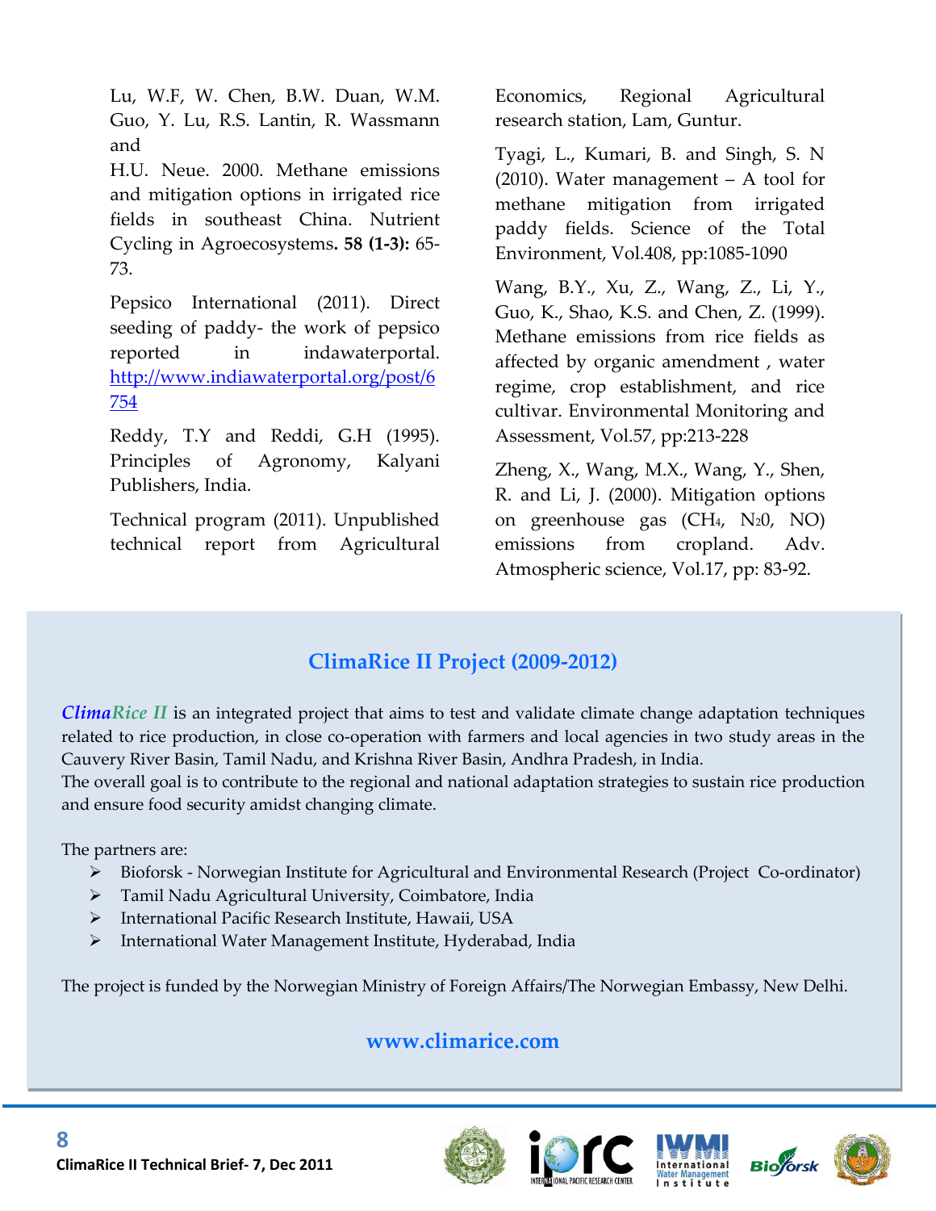Lu, W.F, W. Chen, B.W. Duan, W.M. Guo, Y. Lu, R.S. Lantin, R. Wassmann and H.U. Neue. 2000. Methane emissions and mitigation options in irrigated rice fields in southeast China. Nutrient Cycling in Agroecosystems. **58 (1-3):** 65-73.

Pepsico International (2011). Direct seeding of paddy- the work of pepsico reported in indawaterportal. http://www.indiawaterportal.org/post/6754

Reddy, T.Y and Reddi, G.H (1995). Principles of Agronomy, Kalyani Publishers, India.

Technical program (2011). Unpublished technical report from Agricultural Economics, Regional Agricultural research station, Lam, Guntur.

Tyagi, L., Kumari, B. and Singh, S. N (2010). Water management – A tool for methane mitigation from irrigated paddy fields. Science of the Total Environment, Vol.408, pp:1085-1090

Wang, B.Y., Xu, Z., Wang, Z., Li, Y., Guo, K., Shao, K.S. and Chen, Z. (1999). Methane emissions from rice fields as affected by organic amendment , water regime, crop establishment, and rice cultivar. Environmental Monitoring and Assessment, Vol.57, pp:213-228

Zheng, X., Wang, M.X., Wang, Y., Shen, R. and Li, J. (2000). Mitigation options on greenhouse gas ($CH_4$, $N_20$, NO) emissions from cropland. Adv. Atmospheric science, Vol.17, pp: 83-92.

## ClimaRice II Project (2009-2012)

***ClimaRice II*** is an integrated project that aims to test and validate climate change adaptation techniques related to rice production, in close co-operation with farmers and local agencies in two study areas in the Cauvery River Basin, Tamil Nadu, and Krishna River Basin, Andhra Pradesh, in India.
The overall goal is to contribute to the regional and national adaptation strategies to sustain rice production and ensure food security amidst changing climate.

The partners are:

- Bioforsk - Norwegian Institute for Agricultural and Environmental Research (Project Co-ordinator)
- Tamil Nadu Agricultural University, Coimbatore, India
- International Pacific Research Institute, Hawaii, USA
- International Water Management Institute, Hyderabad, India

The project is funded by the Norwegian Ministry of Foreign Affairs/The Norwegian Embassy, New Delhi.

**www.climarice.com**

ClimaRice II Technical Brief- 7, Dec 2011